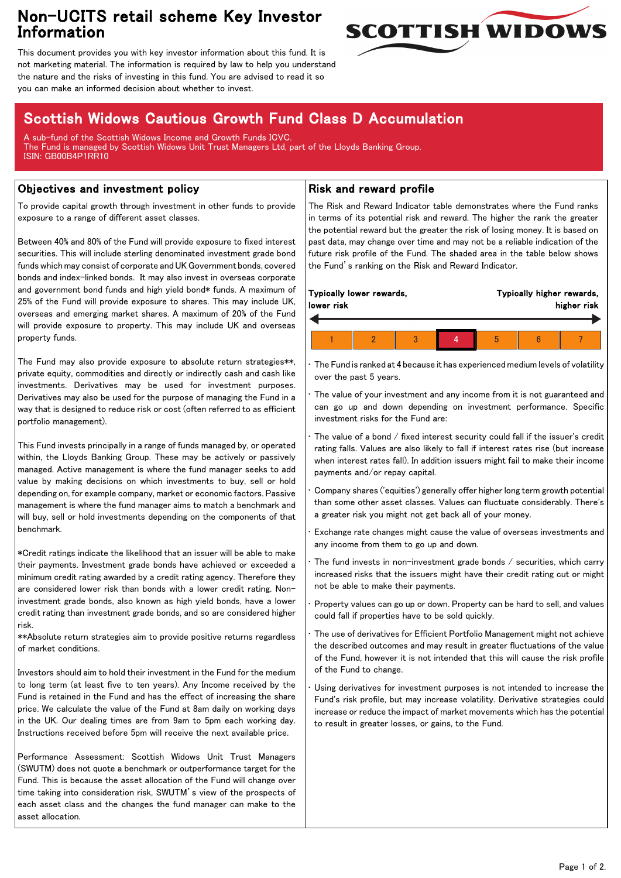# Non-UCITS retail scheme Key Investor Information

This document provides you with key investor information about this fund. It is not marketing material. The information is required by law to help you understand the nature and the risks of investing in this fund. You are advised to read it so you can make an informed decision about whether to invest.

## Scottish Widows Cautious Growth Fund Class D Accumulation

A sub-fund of the Scottish Widows Income and Growth Funds ICVC.
The Fund is managed by Scottish Widows Unit Trust Managers Ltd, part of the Lloyds Banking Group.
ISIN: GB00B4P1RR10

### Objectives and investment policy

To provide capital growth through investment in other funds to provide exposure to a range of different asset classes.

Between 40% and 80% of the Fund will provide exposure to fixed interest securities. This will include sterling denominated investment grade bond funds which may consist of corporate and UK Government bonds, covered bonds and index-linked bonds. It may also invest in overseas corporate and government bond funds and high yield bond* funds. A maximum of 25% of the Fund will provide exposure to shares. This may include UK, overseas and emerging market shares. A maximum of 20% of the Fund will provide exposure to property. This may include UK and overseas property funds.

The Fund may also provide exposure to absolute return strategies**, private equity, commodities and directly or indirectly cash and cash like investments. Derivatives may be used for investment purposes. Derivatives may also be used for the purpose of managing the Fund in a way that is designed to reduce risk or cost (often referred to as efficient portfolio management).

This Fund invests principally in a range of funds managed by, or operated within, the Lloyds Banking Group. These may be actively or passively managed. Active management is where the fund manager seeks to add value by making decisions on which investments to buy, sell or hold depending on, for example company, market or economic factors. Passive management is where the fund manager aims to match a benchmark and will buy, sell or hold investments depending on the components of that benchmark.

*Credit ratings indicate the likelihood that an issuer will be able to make their payments. Investment grade bonds have achieved or exceeded a minimum credit rating awarded by a credit rating agency. Therefore they are considered lower risk than bonds with a lower credit rating. Non-investment grade bonds, also known as high yield bonds, have a lower credit rating than investment grade bonds, and so are considered higher risk.
**Absolute return strategies aim to provide positive returns regardless of market conditions.

Investors should aim to hold their investment in the Fund for the medium to long term (at least five to ten years). Any Income received by the Fund is retained in the Fund and has the effect of increasing the share price. We calculate the value of the Fund at 8am daily on working days in the UK. Our dealing times are from 9am to 5pm each working day. Instructions received before 5pm will receive the next available price.

Performance Assessment: Scottish Widows Unit Trust Managers (SWUTM) does not quote a benchmark or outperformance target for the Fund. This is because the asset allocation of the Fund will change over time taking into consideration risk, SWUTM's view of the prospects of each asset class and the changes the fund manager can make to the asset allocation.

### Risk and reward profile

The Risk and Reward Indicator table demonstrates where the Fund ranks in terms of its potential risk and reward. The higher the rank the greater the potential reward but the greater the risk of losing money. It is based on past data, may change over time and may not be a reliable indication of the future risk profile of the Fund. The shaded area in the table below shows the Fund's ranking on the Risk and Reward Indicator.

**Typically lower rewards, lower risk** ← → **Typically higher rewards, higher risk**

| 1 | 2 | 3 | **4** | 5 | 6 | 7 |
|---|---|---|---|---|---|---|

- The Fund is ranked at 4 because it has experienced medium levels of volatility over the past 5 years.
- The value of your investment and any income from it is not guaranteed and can go up and down depending on investment performance. Specific investment risks for the Fund are:
- The value of a bond / fixed interest security could fall if the issuer's credit rating falls. Values are also likely to fall if interest rates rise (but increase when interest rates fall). In addition issuers might fail to make their income payments and/or repay capital.
- Company shares ('equities') generally offer higher long term growth potential than some other asset classes. Values can fluctuate considerably. There's a greater risk you might not get back all of your money.
- Exchange rate changes might cause the value of overseas investments and any income from them to go up and down.
- The fund invests in non-investment grade bonds / securities, which carry increased risks that the issuers might have their credit rating cut or might not be able to make their payments.
- Property values can go up or down. Property can be hard to sell, and values could fall if properties have to be sold quickly.
- The use of derivatives for Efficient Portfolio Management might not achieve the described outcomes and may result in greater fluctuations of the value of the Fund, however it is not intended that this will cause the risk profile of the Fund to change.
- Using derivatives for investment purposes is not intended to increase the Fund's risk profile, but may increase volatility. Derivative strategies could increase or reduce the impact of market movements which has the potential to result in greater losses, or gains, to the Fund.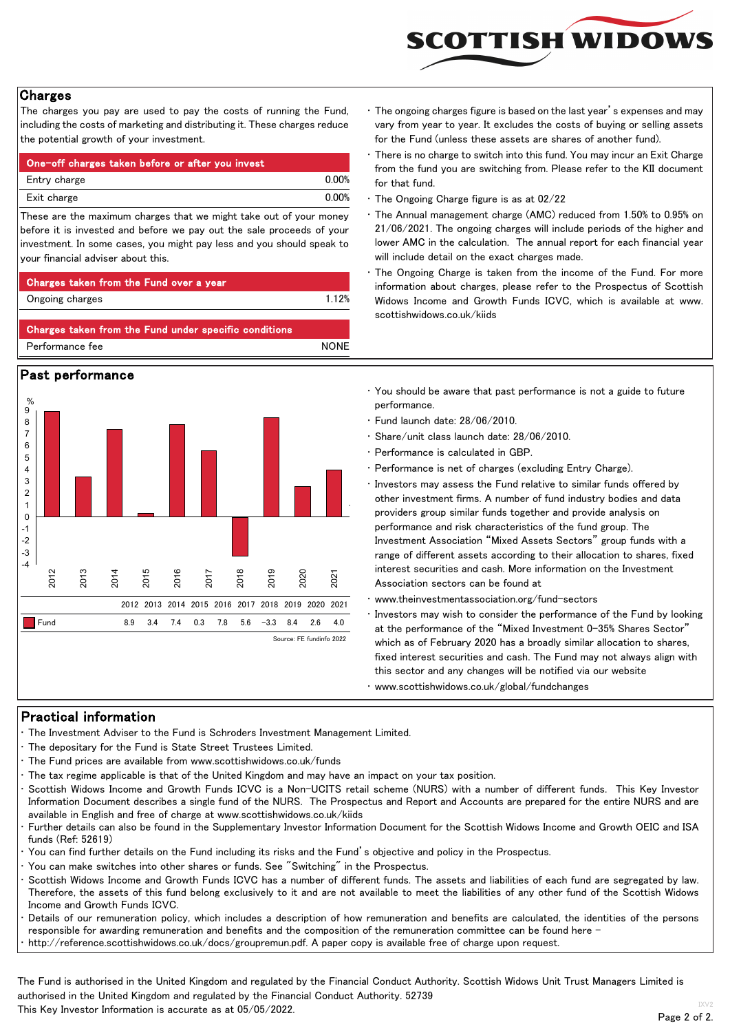## Charges

The charges you pay are used to pay the costs of running the Fund, including the costs of marketing and distributing it. These charges reduce the potential growth of your investment.

| One-off charges taken before or after you invest | |
|---|---|
| Entry charge | 0.00% |
| Exit charge | 0.00% |

These are the maximum charges that we might take out of your money before it is invested and before we pay out the sale proceeds of your investment. In some cases, you might pay less and you should speak to your financial adviser about this.

| Charges taken from the Fund over a year | |
|---|---|
| Ongoing charges | 1.12% |

| Charges taken from the Fund under specific conditions | |
|---|---|
| Performance fee | NONE |

- The ongoing charges figure is based on the last year's expenses and may vary from year to year. It excludes the costs of buying or selling assets for the Fund (unless these assets are shares of another fund).
- There is no charge to switch into this fund. You may incur an Exit Charge from the fund you are switching from. Please refer to the KII document for that fund.
- The Ongoing Charge figure is as at 02/22
- The Annual management charge (AMC) reduced from 1.50% to 0.95% on 21/06/2021. The ongoing charges will include periods of the higher and lower AMC in the calculation. The annual report for each financial year will include detail on the exact charges made.
- The Ongoing Charge is taken from the income of the Fund. For more information about charges, please refer to the Prospectus of Scottish Widows Income and Growth Funds ICVC, which is available at www.scottishwidows.co.uk/kiids

## Past performance

%

9, 8, 7, 6, 5, 4, 3, 2, 1, 0, -1, -2, -3, -4

2012 2013 2014 2015 2016 2017 2018 2019 2020 2021

| | 2012 | 2013 | 2014 | 2015 | 2016 | 2017 | 2018 | 2019 | 2020 | 2021 |
|---|---|---|---|---|---|---|---|---|---|---|
| Fund | 8.9 | 3.4 | 7.4 | 0.3 | 7.8 | 5.6 | −3.3 | 8.4 | 2.6 | 4.0 |

Source: FE fundinfo 2022

- You should be aware that past performance is not a guide to future performance.
- Fund launch date: 28/06/2010.
- Share/unit class launch date: 28/06/2010.
- Performance is calculated in GBP.
- Performance is net of charges (excluding Entry Charge).
- Investors may assess the Fund relative to similar funds offered by other investment firms. A number of fund industry bodies and data providers group similar funds together and provide analysis on performance and risk characteristics of the fund group. The Investment Association "Mixed Assets Sectors" group funds with a range of different assets according to their allocation to shares, fixed interest securities and cash. More information on the Investment Association sectors can be found at
- www.theinvestmentassociation.org/fund-sectors
- Investors may wish to consider the performance of the Fund by looking at the performance of the "Mixed Investment 0-35% Shares Sector" which as of February 2020 has a broadly similar allocation to shares, fixed interest securities and cash. The Fund may not always align with this sector and any changes will be notified via our website
- www.scottishwidows.co.uk/global/fundchanges

## Practical information

- The Investment Adviser to the Fund is Schroders Investment Management Limited.
- The depositary for the Fund is State Street Trustees Limited.
- The Fund prices are available from www.scottishwidows.co.uk/funds
- The tax regime applicable is that of the United Kingdom and may have an impact on your tax position.
- Scottish Widows Income and Growth Funds ICVC is a Non-UCITS retail scheme (NURS) with a number of different funds. This Key Investor Information Document describes a single fund of the NURS. The Prospectus and Report and Accounts are prepared for the entire NURS and are available in English and free of charge at www.scottishwidows.co.uk/kiids
- Further details can also be found in the Supplementary Investor Information Document for the Scottish Widows Income and Growth OEIC and ISA funds (Ref: 52619)
- You can find further details on the Fund including its risks and the Fund's objective and policy in the Prospectus.
- You can make switches into other shares or funds. See "Switching" in the Prospectus.
- Scottish Widows Income and Growth Funds ICVC has a number of different funds. The assets and liabilities of each fund are segregated by law. Therefore, the assets of this fund belong exclusively to it and are not available to meet the liabilities of any other fund of the Scottish Widows Income and Growth Funds ICVC.
- Details of our remuneration policy, which includes a description of how remuneration and benefits are calculated, the identities of the persons responsible for awarding remuneration and benefits and the composition of the remuneration committee can be found here –
- http://reference.scottishwidows.co.uk/docs/groupremun.pdf. A paper copy is available free of charge upon request.

The Fund is authorised in the United Kingdom and regulated by the Financial Conduct Authority. Scottish Widows Unit Trust Managers Limited is authorised in the United Kingdom and regulated by the Financial Conduct Authority. 52739
This Key Investor Information is accurate as at 05/05/2022.